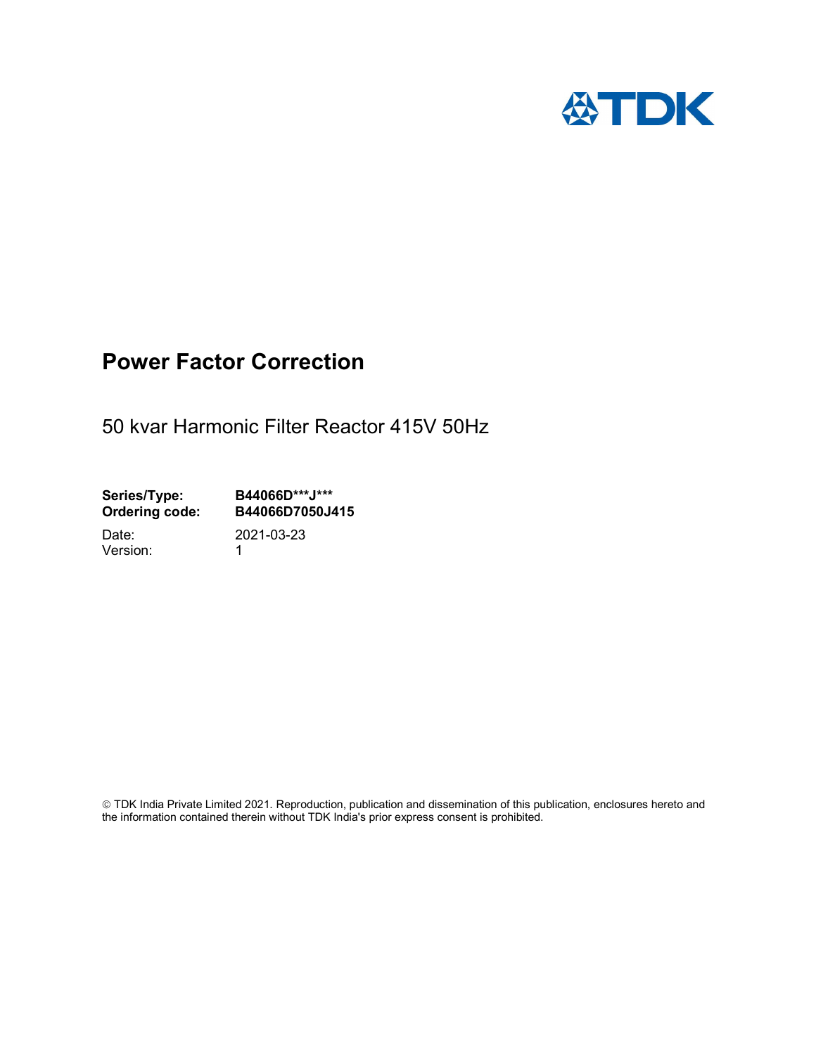# Power Factor Correction

50 kvar Harmonic Filter Reactor 415V 50Hz

| | |
|---|---|
| **Series/Type:** | **B44066D***J*** |
| **Ordering code:** | **B44066D7050J415** |
| Date: | 2021-03-23 |
| Version: | 1 |

© TDK India Private Limited 2021. Reproduction, publication and dissemination of this publication, enclosures hereto and the information contained therein without TDK India's prior express consent is prohibited.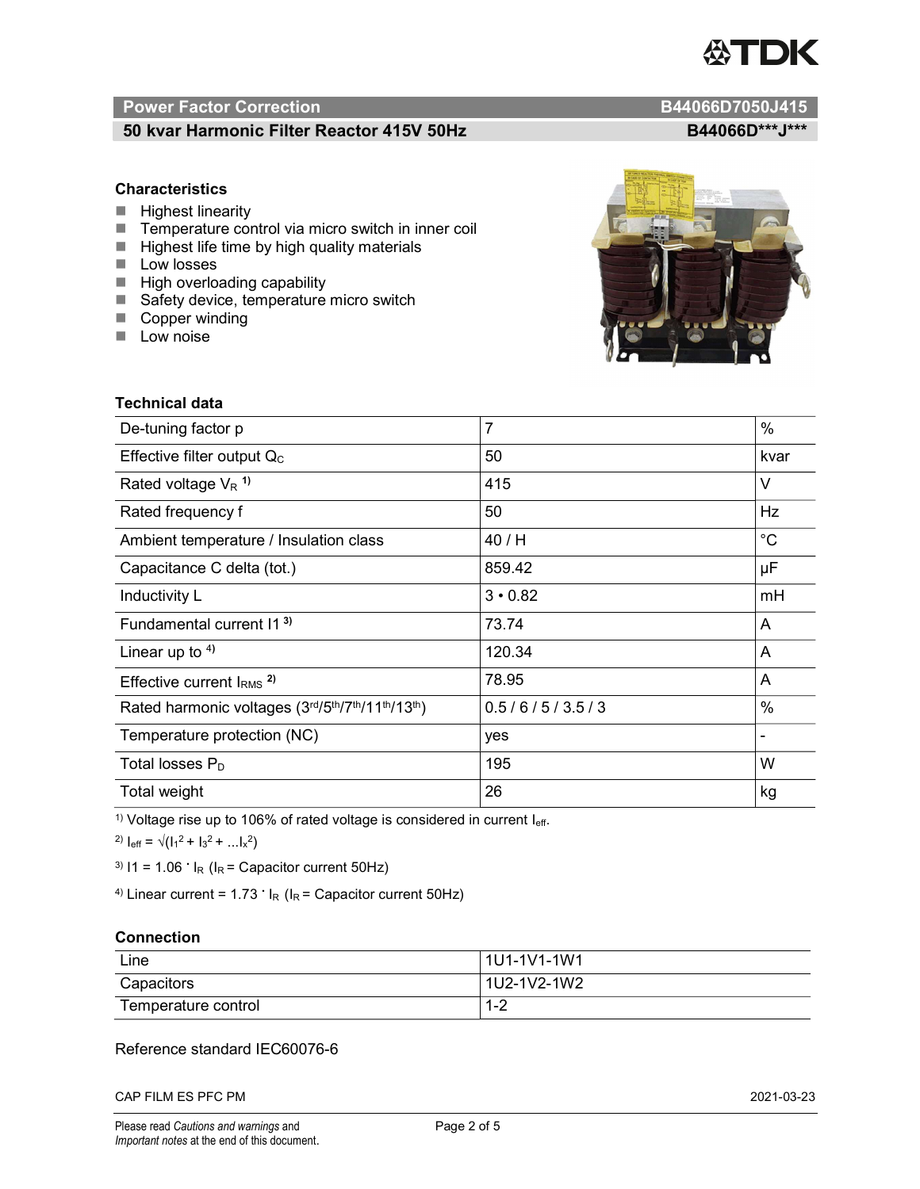# Power Factor Correction — B44066D7050J415

## 50 kvar Harmonic Filter Reactor 415V 50Hz — B44066D\*\*\*J\*\*\*

### Characteristics

- Highest linearity
- Temperature control via micro switch in inner coil
- Highest life time by high quality materials
- Low losses
- High overloading capability
- Safety device, temperature micro switch
- Copper winding
- Low noise

### Technical data

| Parameter | Value | Unit |
|---|---|---|
| De-tuning factor p | 7 | % |
| Effective filter output $Q_C$ | 50 | kvar |
| Rated voltage $V_R$ [1)] | 415 | V |
| Rated frequency f | 50 | Hz |
| Ambient temperature / Insulation class | 40 / H | °C |
| Capacitance C delta (tot.) | 859.42 | µF |
| Inductivity L | 3 • 0.82 | mH |
| Fundamental current I1 [3)] | 73.74 | A |
| Linear up to [4)] | 120.34 | A |
| Effective current $I_{RMS}$ [2)] | 78.95 | A |
| Rated harmonic voltages (3rd/5th/7th/11th/13th) | 0.5 / 6 / 5 / 3.5 / 3 | % |
| Temperature protection (NC) | yes | - |
| Total losses $P_D$ | 195 | W |
| Total weight | 26 | kg |

1) Voltage rise up to 106% of rated voltage is considered in current $I_{eff}$.

2) $I_{eff} = \sqrt{(I_1^2 + I_3^2 + ...I_x^2)}$

3) $I1 = 1.06 \cdot I_R$ ($I_R$ = Capacitor current 50Hz)

4) Linear current = $1.73 \cdot I_R$ ($I_R$ = Capacitor current 50Hz)

### Connection

| | |
|---|---|
| Line | 1U1-1V1-1W1 |
| Capacitors | 1U2-1V2-1W2 |
| Temperature control | 1-2 |

Reference standard IEC60076-6

CAP FILM ES PFC PM — 2021-03-23

Please read *Cautions and warnings* and *Important notes* at the end of this document.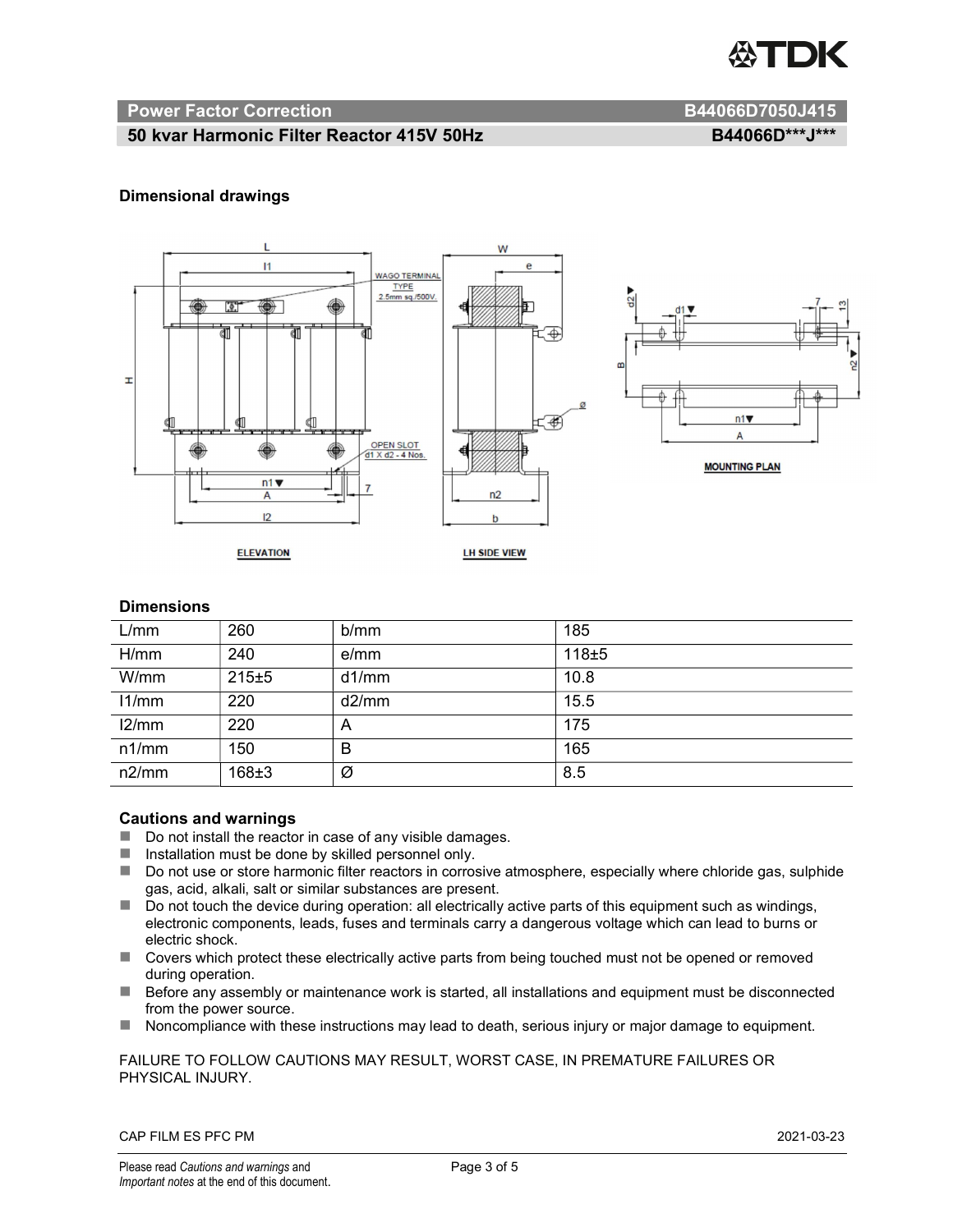## Power Factor Correction B44066D7050J415

## 50 kvar Harmonic Filter Reactor 415V 50Hz B44066D***J***

### Dimensional drawings

### Dimensions

| L/mm | 260 | b/mm | 185 |
|---|---|---|---|
| H/mm | 240 | e/mm | 118±5 |
| W/mm | 215±5 | d1/mm | 10.8 |
| l1/mm | 220 | d2/mm | 15.5 |
| l2/mm | 220 | A | 175 |
| n1/mm | 150 | B | 165 |
| n2/mm | 168±3 | Ø | 8.5 |

### Cautions and warnings

- Do not install the reactor in case of any visible damages.
- Installation must be done by skilled personnel only.
- Do not use or store harmonic filter reactors in corrosive atmosphere, especially where chloride gas, sulphide gas, acid, alkali, salt or similar substances are present.
- Do not touch the device during operation: all electrically active parts of this equipment such as windings, electronic components, leads, fuses and terminals carry a dangerous voltage which can lead to burns or electric shock.
- Covers which protect these electrically active parts from being touched must not be opened or removed during operation.
- Before any assembly or maintenance work is started, all installations and equipment must be disconnected from the power source.
- Noncompliance with these instructions may lead to death, serious injury or major damage to equipment.

FAILURE TO FOLLOW CAUTIONS MAY RESULT, WORST CASE, IN PREMATURE FAILURES OR PHYSICAL INJURY.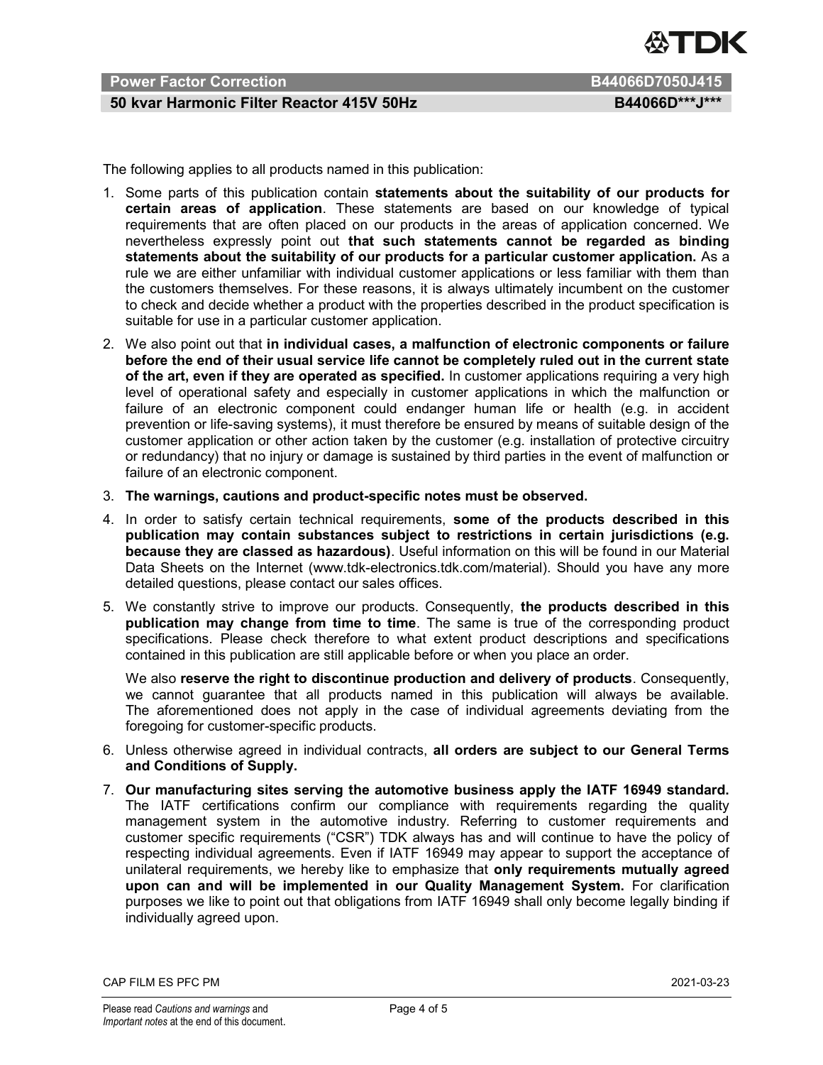The following applies to all products named in this publication:

1. Some parts of this publication contain **statements about the suitability of our products for certain areas of application**. These statements are based on our knowledge of typical requirements that are often placed on our products in the areas of application concerned. We nevertheless expressly point out **that such statements cannot be regarded as binding statements about the suitability of our products for a particular customer application.** As a rule we are either unfamiliar with individual customer applications or less familiar with them than the customers themselves. For these reasons, it is always ultimately incumbent on the customer to check and decide whether a product with the properties described in the product specification is suitable for use in a particular customer application.
2. We also point out that **in individual cases, a malfunction of electronic components or failure before the end of their usual service life cannot be completely ruled out in the current state of the art, even if they are operated as specified.** In customer applications requiring a very high level of operational safety and especially in customer applications in which the malfunction or failure of an electronic component could endanger human life or health (e.g. in accident prevention or life-saving systems), it must therefore be ensured by means of suitable design of the customer application or other action taken by the customer (e.g. installation of protective circuitry or redundancy) that no injury or damage is sustained by third parties in the event of malfunction or failure of an electronic component.
3. **The warnings, cautions and product-specific notes must be observed.**
4. In order to satisfy certain technical requirements, **some of the products described in this publication may contain substances subject to restrictions in certain jurisdictions (e.g. because they are classed as hazardous)**. Useful information on this will be found in our Material Data Sheets on the Internet (www.tdk-electronics.tdk.com/material). Should you have any more detailed questions, please contact our sales offices.
5. We constantly strive to improve our products. Consequently, **the products described in this publication may change from time to time**. The same is true of the corresponding product specifications. Please check therefore to what extent product descriptions and specifications contained in this publication are still applicable before or when you place an order.

   We also **reserve the right to discontinue production and delivery of products**. Consequently, we cannot guarantee that all products named in this publication will always be available. The aforementioned does not apply in the case of individual agreements deviating from the foregoing for customer-specific products.
6. Unless otherwise agreed in individual contracts, **all orders are subject to our General Terms and Conditions of Supply.**
7. **Our manufacturing sites serving the automotive business apply the IATF 16949 standard.** The IATF certifications confirm our compliance with requirements regarding the quality management system in the automotive industry. Referring to customer requirements and customer specific requirements ("CSR") TDK always has and will continue to have the policy of respecting individual agreements. Even if IATF 16949 may appear to support the acceptance of unilateral requirements, we hereby like to emphasize that **only requirements mutually agreed upon can and will be implemented in our Quality Management System.** For clarification purposes we like to point out that obligations from IATF 16949 shall only become legally binding if individually agreed upon.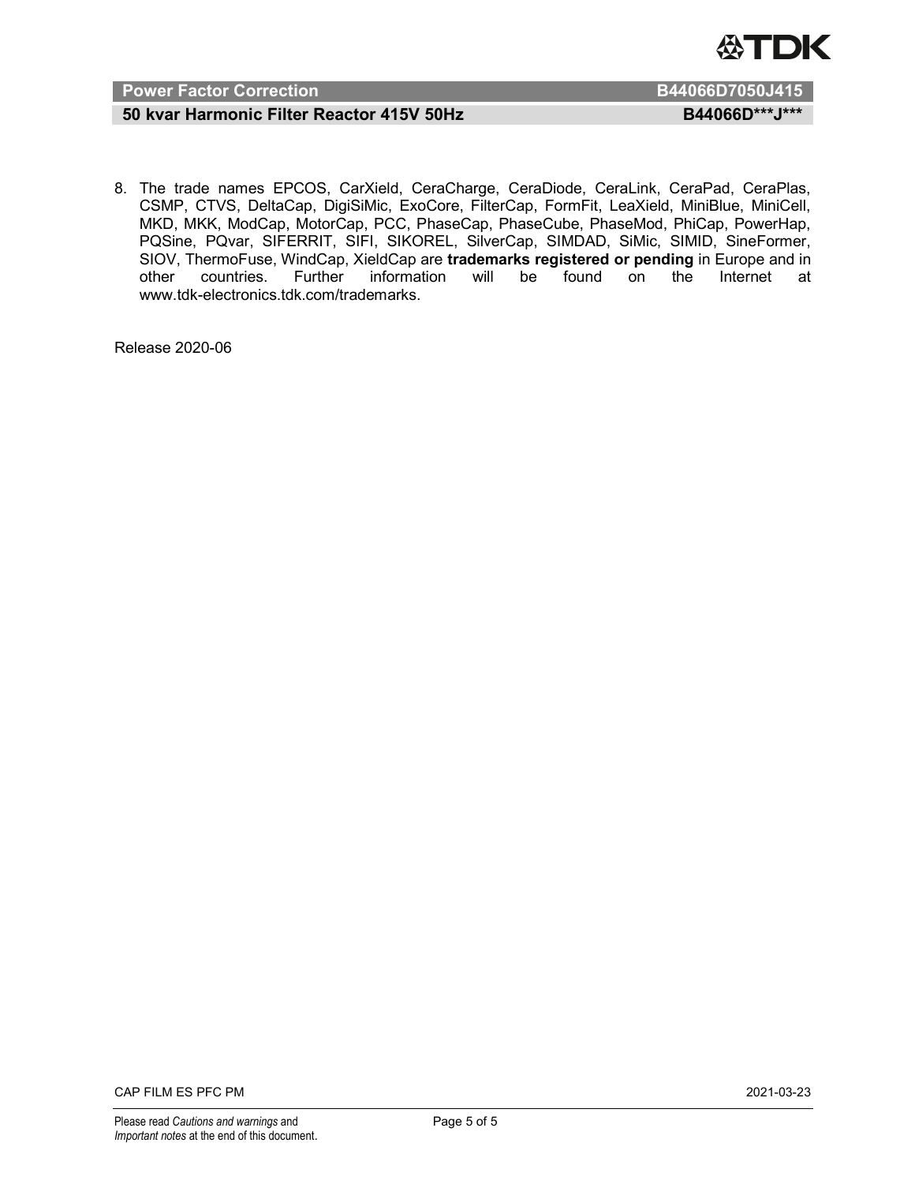8. The trade names EPCOS, CarXield, CeraCharge, CeraDiode, CeraLink, CeraPad, CeraPlas, CSMP, CTVS, DeltaCap, DigiSiMic, ExoCore, FilterCap, FormFit, LeaXield, MiniBlue, MiniCell, MKD, MKK, ModCap, MotorCap, PCC, PhaseCap, PhaseCube, PhaseMod, PhiCap, PowerHap, PQSine, PQvar, SIFERRIT, SIFI, SIKOREL, SilverCap, SIMDAD, SiMic, SIMID, SineFormer, SIOV, ThermoFuse, WindCap, XieldCap are **trademarks registered or pending** in Europe and in other countries. Further information will be found on the Internet at www.tdk-electronics.tdk.com/trademarks.

Release 2020-06